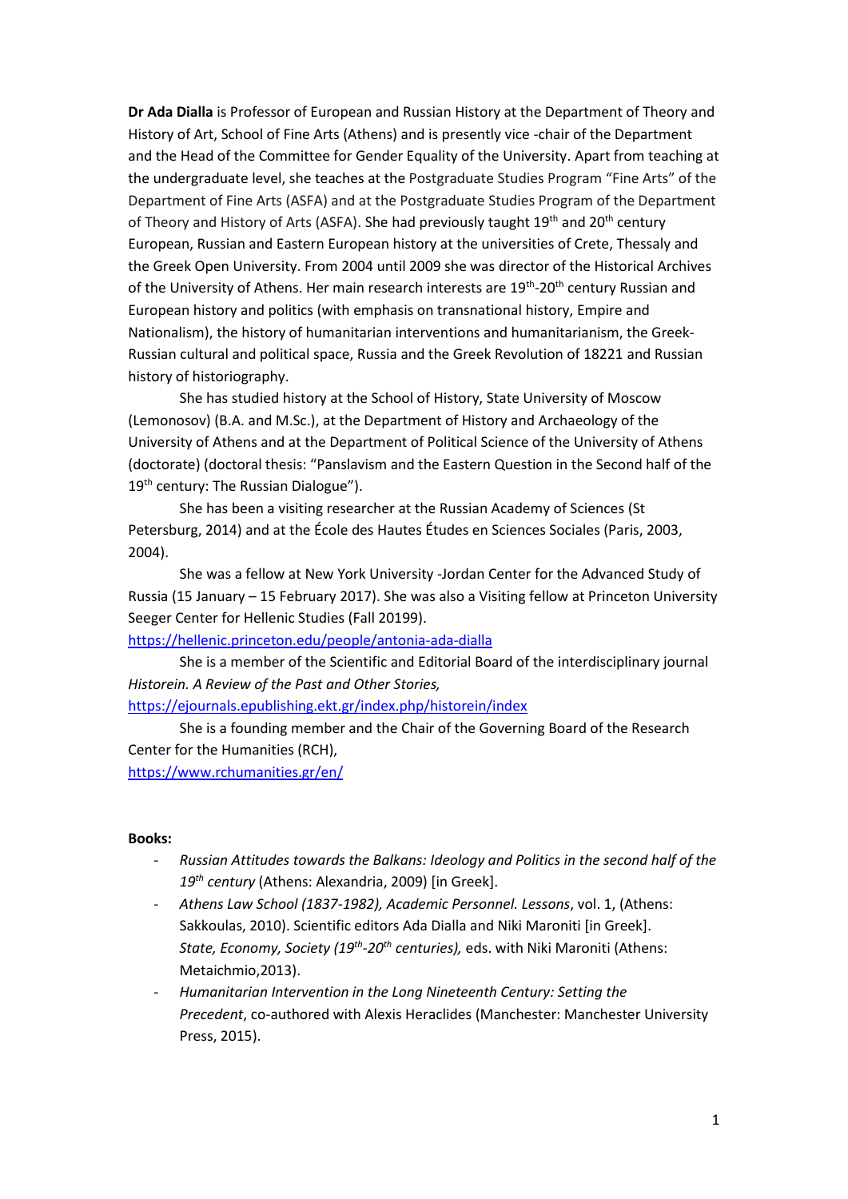**Dr Ada Dialla** is Professor of European and Russian History at the Department of Theory and History of Art, School of Fine Arts (Athens) and is presently vice -chair of the Department and the Head of the Committee for Gender Equality of the University. Apart from teaching at the undergraduate level, she teaches at the Postgraduate Studies Program "Fine Arts" of the Department of Fine Arts (ASFA) and at the Postgraduate Studies Program of the Department of Theory and History of Arts (ASFA). She had previously taught 19th and 20th century European, Russian and Eastern European history at the universities of Crete, Thessaly and the Greek Open University. From 2004 until 2009 she was director of the Historical Archives of the University of Athens. Her main research interests are 19th-20th century Russian and European history and politics (with emphasis on transnational history, Empire and Nationalism), the history of humanitarian interventions and humanitarianism, the Greek-Russian cultural and political space, Russia and the Greek Revolution of 18221 and Russian history of historiography.

She has studied history at the School of History, State University of Moscow (Lemonosov) (B.A. and M.Sc.), at the Department of History and Archaeology of the University of Athens and at the Department of Political Science of the University of Athens (doctorate) (doctoral thesis: "Panslavism and the Eastern Question in the Second half of the 19th century: The Russian Dialogue").

She has been a visiting researcher at the Russian Academy of Sciences (St Petersburg, 2014) and at the École des Hautes Études en Sciences Sociales (Paris, 2003, 2004).

She was a fellow at New York University -Jordan Center for the Advanced Study of Russia (15 January – 15 February 2017). She was also a Visiting fellow at Princeton University Seeger Center for Hellenic Studies (Fall 20199).
https://hellenic.princeton.edu/people/antonia-ada-dialla

She is a member of the Scientific and Editorial Board of the interdisciplinary journal *Historein. A Review of the Past and Other Stories,*
https://ejournals.epublishing.ekt.gr/index.php/historein/index

She is a founding member and the Chair of the Governing Board of the Research Center for the Humanities (RCH),
https://www.rchumanities.gr/en/

**Books:**

- *Russian Attitudes towards the Balkans: Ideology and Politics in the second half of the 19th century* (Athens: Alexandria, 2009) [in Greek].
- *Athens Law School (1837-1982), Academic Personnel. Lessons*, vol. 1, (Athens: Sakkoulas, 2010). Scientific editors Ada Dialla and Niki Maroniti [in Greek].
  *State, Economy, Society (19th-20th centuries),* eds. with Niki Maroniti (Athens: Metaichmio,2013).
- *Humanitarian Intervention in the Long Nineteenth Century: Setting the Precedent*, co-authored with Alexis Heraclides (Manchester: Manchester University Press, 2015).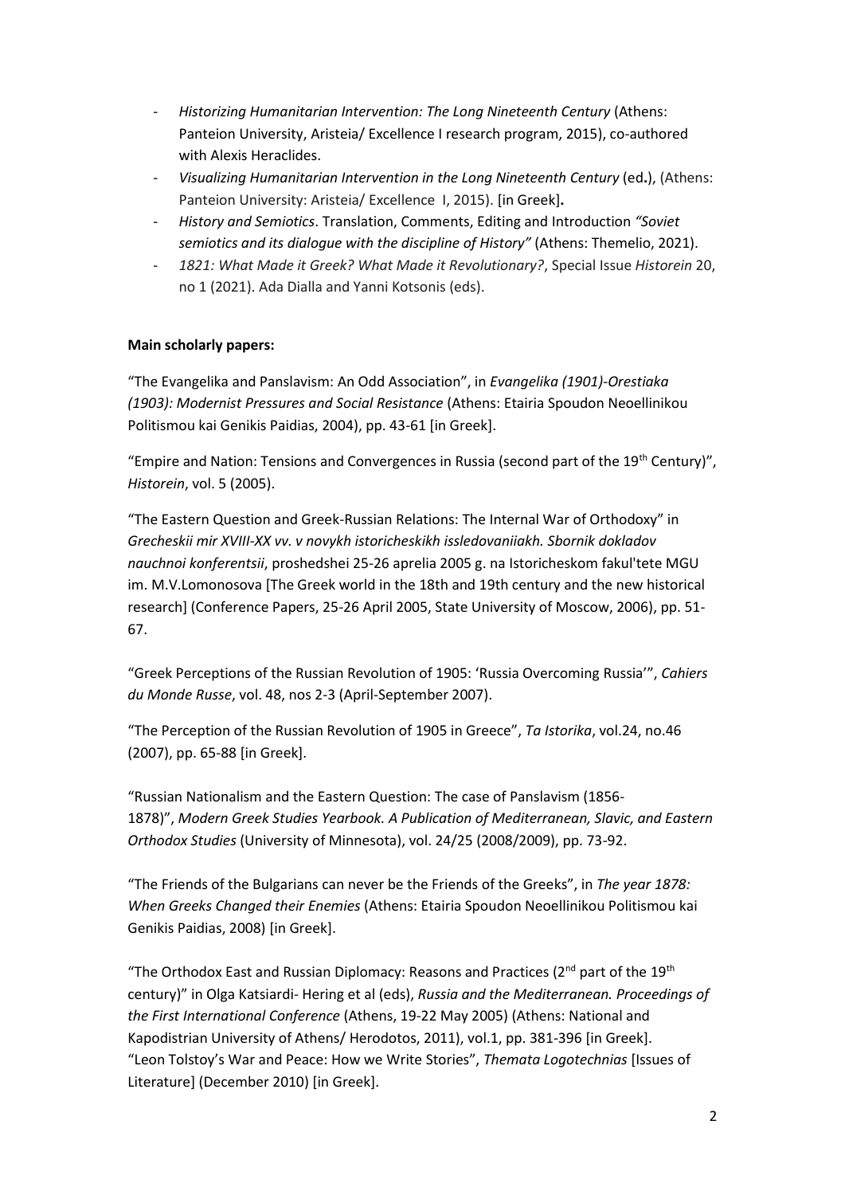- *Historizing Humanitarian Intervention: The Long Nineteenth Century* (Athens: Panteion University, Aristeia/ Excellence I research program, 2015), co-authored with Alexis Heraclides.
- *Visualizing Humanitarian Intervention in the Long Nineteenth Century* (ed**.**), (Athens: Panteion University: Aristeia/ Excellence I, 2015). [in Greek]**.**
- *History and Semiotics*. Translation, Comments, Editing and Introduction *"Soviet semiotics and its dialogue with the discipline of History"* (Athens: Themelio, 2021).
- *1821: What Made it Greek? What Made it Revolutionary?*, Special Issue *Historein* 20, no 1 (2021). Ada Dialla and Yanni Kotsonis (eds).

**Main scholarly papers:**

"The Evangelika and Panslavism: An Odd Association", in *Evangelika (1901)-Orestiaka (1903): Modernist Pressures and Social Resistance* (Athens: Etairia Spoudon Neoellinikou Politismou kai Genikis Paidias, 2004), pp. 43-61 [in Greek].

"Empire and Nation: Tensions and Convergences in Russia (second part of the 19th Century)", *Historein*, vol. 5 (2005).

"The Eastern Question and Greek-Russian Relations: The Internal War of Orthodoxy" in *Grecheskii mir XVIII-XX vv. v novykh istoricheskikh issledovaniiakh. Sbornik dokladov nauchnoi konferentsii*, proshedshei 25-26 aprelia 2005 g. na Istoricheskom fakul'tete MGU im. M.V.Lomonosova [The Greek world in the 18th and 19th century and the new historical research] (Conference Papers, 25-26 April 2005, State University of Moscow, 2006), pp. 51-67.

"Greek Perceptions of the Russian Revolution of 1905: 'Russia Overcoming Russia'", *Cahiers du Monde Russe*, vol. 48, nos 2-3 (April-September 2007).

"The Perception of the Russian Revolution of 1905 in Greece", *Ta Istorika*, vol.24, no.46 (2007), pp. 65-88 [in Greek].

"Russian Nationalism and the Eastern Question: The case of Panslavism (1856-1878)", *Modern Greek Studies Yearbook. A Publication of Mediterranean, Slavic, and Eastern Orthodox Studies* (University of Minnesota), vol. 24/25 (2008/2009), pp. 73-92.

"The Friends of the Bulgarians can never be the Friends of the Greeks", in *The year 1878: When Greeks Changed their Enemies* (Athens: Etairia Spoudon Neoellinikou Politismou kai Genikis Paidias, 2008) [in Greek].

"The Orthodox East and Russian Diplomacy: Reasons and Practices (2nd part of the 19th century)" in Olga Katsiardi- Hering et al (eds), *Russia and the Mediterranean. Proceedings of the First International Conference* (Athens, 19-22 May 2005) (Athens: National and Kapodistrian University of Athens/ Herodotos, 2011), vol.1, pp. 381-396 [in Greek].
"Leon Tolstoy's War and Peace: How we Write Stories", *Themata Logotechnias* [Issues of Literature] (December 2010) [in Greek].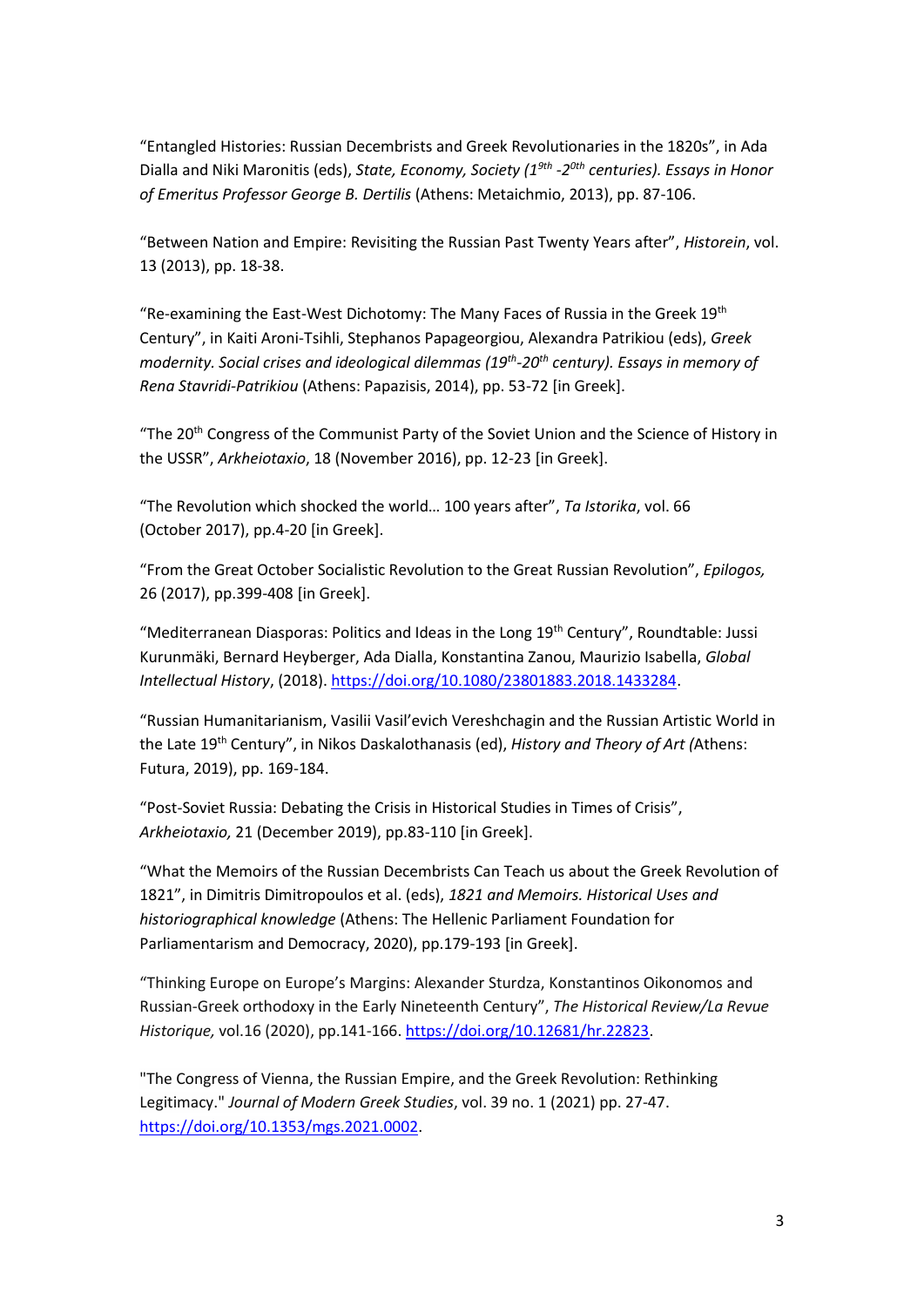“Entangled Histories: Russian Decembrists and Greek Revolutionaries in the 1820s”, in Ada Dialla and Niki Maronitis (eds), *State, Economy, Society (1$^{9th}$ -2$^{0th}$ centuries). Essays in Honor of Emeritus Professor George B. Dertilis* (Athens: Metaichmio, 2013), pp. 87-106.

“Between Nation and Empire: Revisiting the Russian Past Twenty Years after”, *Historein*, vol. 13 (2013), pp. 18-38.

“Re-examining the East-West Dichotomy: The Many Faces of Russia in the Greek 19$^{th}$ Century”, in Kaiti Aroni-Tsihli, Stephanos Papageorgiou, Alexandra Patrikiou (eds), *Greek modernity. Social crises and ideological dilemmas (19$^{th}$-20$^{th}$ century). Essays in memory of Rena Stavridi-Patrikiou* (Athens: Papazisis, 2014), pp. 53-72 [in Greek].

“The 20$^{th}$ Congress of the Communist Party of the Soviet Union and the Science of History in the USSR”, *Arkheiotaxio*, 18 (November 2016), pp. 12-23 [in Greek].

“The Revolution which shocked the world… 100 years after”, *Ta Istorika*, vol. 66 (October 2017), pp.4-20 [in Greek].

“From the Great October Socialistic Revolution to the Great Russian Revolution”, *Epilogos,* 26 (2017), pp.399-408 [in Greek].

“Mediterranean Diasporas: Politics and Ideas in the Long 19$^{th}$ Century”, Roundtable: Jussi Kurunmäki, Bernard Heyberger, Ada Dialla, Konstantina Zanou, Maurizio Isabella, *Global Intellectual History*, (2018). https://doi.org/10.1080/23801883.2018.1433284.

“Russian Humanitarianism, Vasilii Vasil’evich Vereshchagin and the Russian Artistic World in the Late 19$^{th}$ Century”, in Nikos Daskalothanasis (ed), *History and Theory of Art (*Athens: Futura, 2019), pp. 169-184.

“Post-Soviet Russia: Debating the Crisis in Historical Studies in Times of Crisis”, *Arkheiotaxio,* 21 (December 2019), pp.83-110 [in Greek].

“What the Memoirs of the Russian Decembrists Can Teach us about the Greek Revolution of 1821”, in Dimitris Dimitropoulos et al. (eds), *1821 and Memoirs. Historical Uses and historiographical knowledge* (Athens: The Hellenic Parliament Foundation for Parliamentarism and Democracy, 2020), pp.179-193 [in Greek].

“Thinking Europe on Europe’s Margins: Alexander Sturdza, Konstantinos Oikonomos and Russian-Greek orthodoxy in the Early Nineteenth Century”, *The Historical Review/La Revue Historique,* vol.16 (2020), pp.141-166. https://doi.org/10.12681/hr.22823.

"The Congress of Vienna, the Russian Empire, and the Greek Revolution: Rethinking Legitimacy." *Journal of Modern Greek Studies*, vol. 39 no. 1 (2021) pp. 27-47. https://doi.org/10.1353/mgs.2021.0002.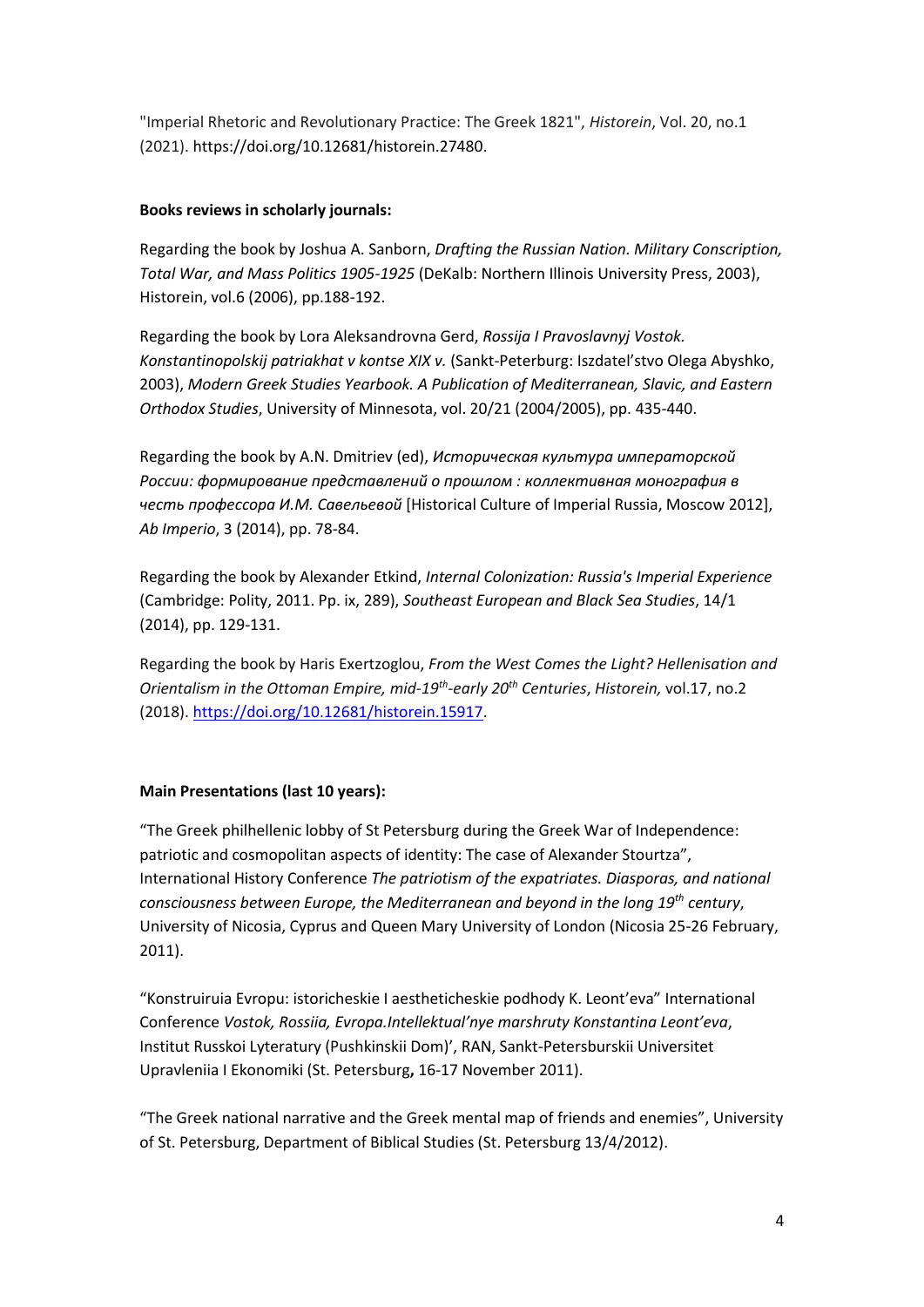"Imperial Rhetoric and Revolutionary Practice: The Greek 1821", *Historein*, Vol. 20, no.1 (2021). https://doi.org/10.12681/historein.27480.

**Books reviews in scholarly journals:**

Regarding the book by Joshua A. Sanborn, *Drafting the Russian Nation. Military Conscription, Total War, and Mass Politics 1905-1925* (DeKalb: Northern Illinois University Press, 2003), Historein, vol.6 (2006), pp.188-192.

Regarding the book by Lora Aleksandrovna Gerd, *Rossija I Pravoslavnyj Vostok. Konstantinopolskij patriakhat v kontse XIX v.* (Sankt-Peterburg: Iszdatel'stvo Olega Abyshko, 2003), *Modern Greek Studies Yearbook. A Publication of Mediterranean, Slavic, and Eastern Orthodox Studies*, University of Minnesota, vol. 20/21 (2004/2005), pp. 435-440.

Regarding the book by A.N. Dmitriev (ed), *Историческая культура императорской России: формирование представлений о прошлом : коллективная монография в честь профессора И.М. Савельевой* [Historical Culture of Imperial Russia, Moscow 2012], *Ab Imperio*, 3 (2014), pp. 78-84.

Regarding the book by Alexander Etkind, *Internal Colonization: Russia's Imperial Experience* (Cambridge: Polity, 2011. Pp. ix, 289), *Southeast European and Black Sea Studies*, 14/1 (2014), pp. 129-131.

Regarding the book by Haris Exertzoglou, *From the West Comes the Light? Hellenisation and Orientalism in the Ottoman Empire, mid-19th-early 20th Centuries*, *Historein,* vol.17, no.2 (2018). https://doi.org/10.12681/historein.15917.

**Main Presentations (last 10 years):**

"The Greek philhellenic lobby of St Petersburg during the Greek War of Independence: patriotic and cosmopolitan aspects of identity: The case of Alexander Stourtza", International History Conference *The patriotism of the expatriates. Diasporas, and national consciousness between Europe, the Mediterranean and beyond in the long 19th century*, University of Nicosia, Cyprus and Queen Mary University of London (Nicosia 25-26 February, 2011).

"Konstruiruia Evropu: istoricheskie I aestheticheskie podhody K. Leont'eva" International Conference *Vostok, Rossiia, Evropa.Intellektual'nye marshruty Konstantina Leont'eva*, Institut Russkoi Lyteratury (Pushkinskii Dom)', RAN, Sankt-Petersburskii Universitet Upravleniia I Ekonomiki (St. Petersburg**,** 16-17 November 2011).

"The Greek national narrative and the Greek mental map of friends and enemies", University of St. Petersburg, Department of Biblical Studies (St. Petersburg 13/4/2012).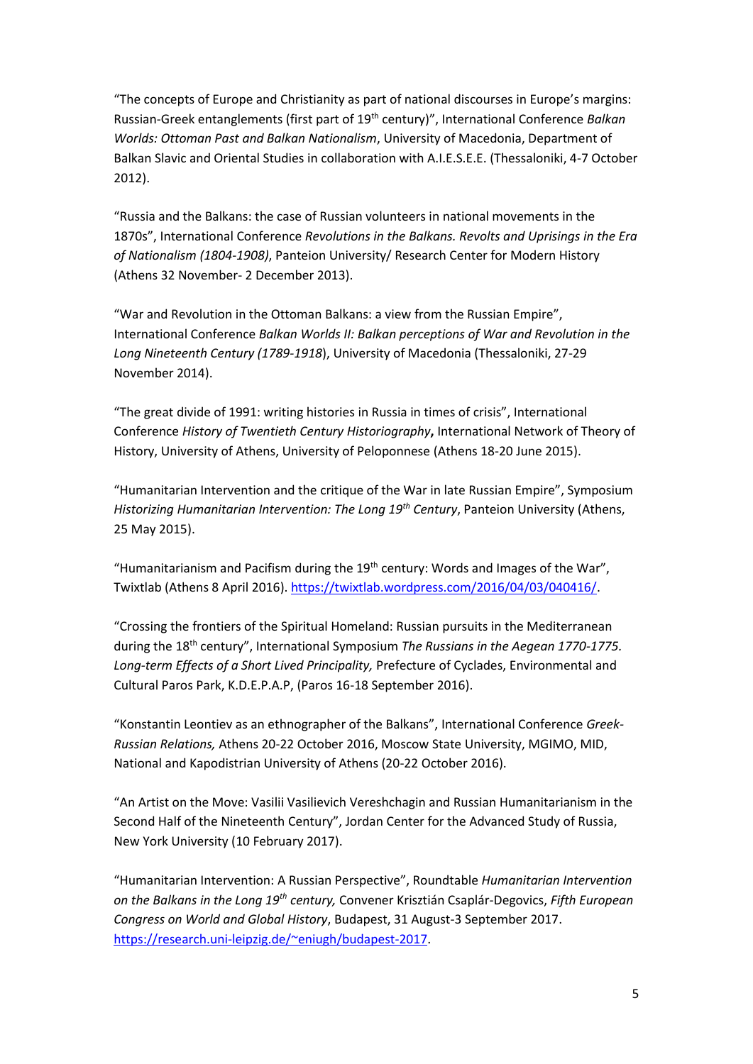"The concepts of Europe and Christianity as part of national discourses in Europe's margins: Russian-Greek entanglements (first part of 19th century)", International Conference *Balkan Worlds: Ottoman Past and Balkan Nationalism*, University of Macedonia, Department of Balkan Slavic and Oriental Studies in collaboration with A.I.E.S.E.E. (Thessaloniki, 4-7 October 2012).

"Russia and the Balkans: the case of Russian volunteers in national movements in the 1870s", International Conference *Revolutions in the Balkans. Revolts and Uprisings in the Era of Nationalism (1804-1908)*, Panteion University/ Research Center for Modern History (Athens 32 November- 2 December 2013).

"War and Revolution in the Ottoman Balkans: a view from the Russian Empire", International Conference *Balkan Worlds II: Balkan perceptions of War and Revolution in the Long Nineteenth Century (1789-1918*), University of Macedonia (Thessaloniki, 27-29 November 2014).

"The great divide of 1991: writing histories in Russia in times of crisis", International Conference *History of Twentieth Century Historiography***,** International Network of Theory of History, University of Athens, University of Peloponnese (Athens 18-20 June 2015).

"Humanitarian Intervention and the critique of the War in late Russian Empire", Symposium *Historizing Humanitarian Intervention: The Long 19th Century*, Panteion University (Athens, 25 May 2015).

"Humanitarianism and Pacifism during the 19th century: Words and Images of the War", Twixtlab (Athens 8 April 2016). https://twixtlab.wordpress.com/2016/04/03/040416/.

"Crossing the frontiers of the Spiritual Homeland: Russian pursuits in the Mediterranean during the 18th century", International Symposium *The Russians in the Aegean 1770-1775. Long-term Effects of a Short Lived Principality,* Prefecture of Cyclades, Environmental and Cultural Paros Park, K.D.E.P.A.P, (Paros 16-18 September 2016).

"Konstantin Leontiev as an ethnographer of the Balkans", International Conference *Greek-Russian Relations,* Athens 20-22 October 2016, Moscow State University, MGIMO, MID, National and Kapodistrian University of Athens (20-22 October 2016).

"An Artist on the Move: Vasilii Vasilievich Vereshchagin and Russian Humanitarianism in the Second Half of the Nineteenth Century", Jordan Center for the Advanced Study of Russia, New York University (10 February 2017).

"Humanitarian Intervention: A Russian Perspective", Roundtable *Humanitarian Intervention on the Balkans in the Long 19th century,* Convener Krisztián Csaplár-Degovics, *Fifth European Congress on World and Global History*, Budapest, 31 August-3 September 2017. https://research.uni-leipzig.de/~eniugh/budapest-2017.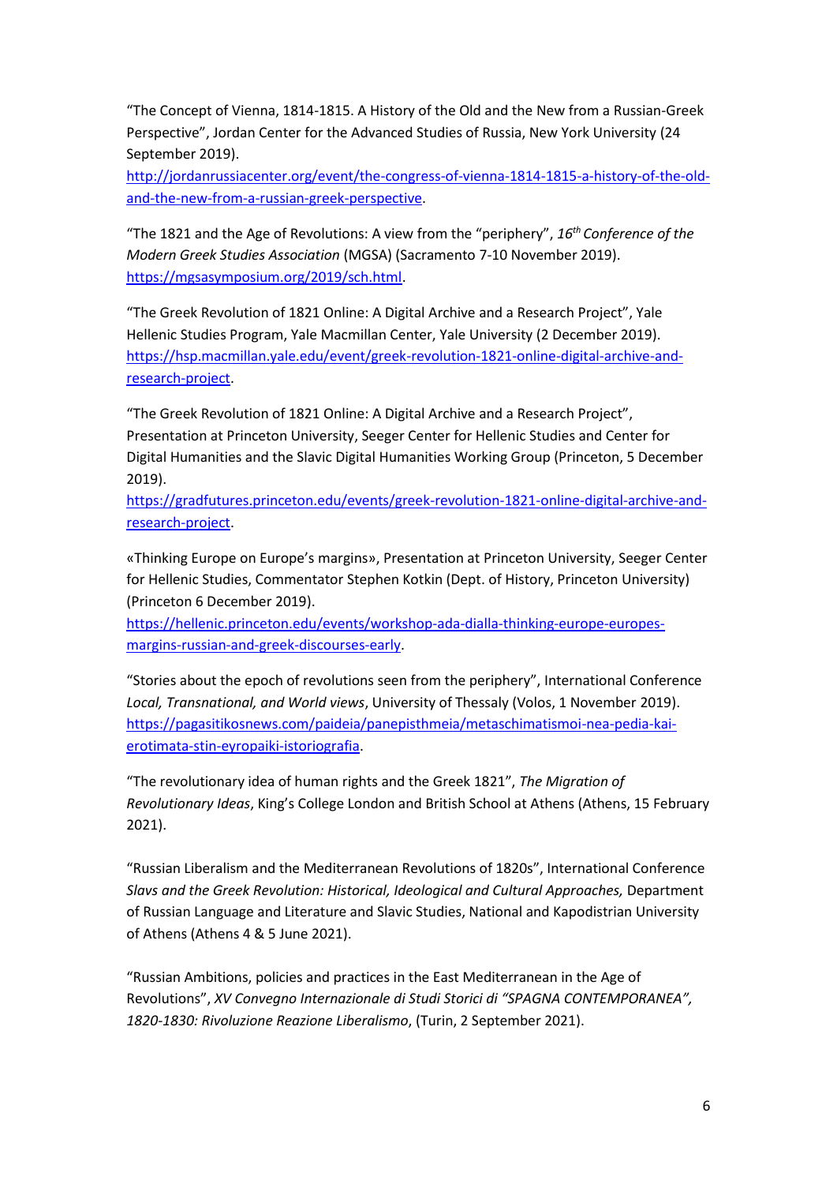“The Concept of Vienna, 1814-1815. A History of the Old and the New from a Russian-Greek Perspective”, Jordan Center for the Advanced Studies of Russia, New York University (24 September 2019). http://jordanrussiacenter.org/event/the-congress-of-vienna-1814-1815-a-history-of-the-old-and-the-new-from-a-russian-greek-perspective.

“The 1821 and the Age of Revolutions: A view from the “periphery”, *16th Conference of the Modern Greek Studies Association* (MGSA) (Sacramento 7-10 November 2019). https://mgsasymposium.org/2019/sch.html.

“The Greek Revolution of 1821 Online: A Digital Archive and a Research Project”, Yale Hellenic Studies Program, Yale Macmillan Center, Yale University (2 December 2019). https://hsp.macmillan.yale.edu/event/greek-revolution-1821-online-digital-archive-and-research-project.

“The Greek Revolution of 1821 Online: A Digital Archive and a Research Project”, Presentation at Princeton University, Seeger Center for Hellenic Studies and Center for Digital Humanities and the Slavic Digital Humanities Working Group (Princeton, 5 December 2019). https://gradfutures.princeton.edu/events/greek-revolution-1821-online-digital-archive-and-research-project.

«Thinking Europe on Europe’s margins», Presentation at Princeton University, Seeger Center for Hellenic Studies, Commentator Stephen Kotkin (Dept. of History, Princeton University) (Princeton 6 December 2019). https://hellenic.princeton.edu/events/workshop-ada-dialla-thinking-europe-europes-margins-russian-and-greek-discourses-early.

“Stories about the epoch of revolutions seen from the periphery”, International Conference *Local, Transnational, and World views*, University of Thessaly (Volos, 1 November 2019). https://pagasitikosnews.com/paideia/panepisthmeia/metaschimatismoi-nea-pedia-kai-erotimata-stin-eyropaiki-istoriografia.

“The revolutionary idea of human rights and the Greek 1821”, *The Migration of Revolutionary Ideas*, King’s College London and British School at Athens (Athens, 15 February 2021).

“Russian Liberalism and the Mediterranean Revolutions of 1820s”, International Conference *Slavs and the Greek Revolution: Historical, Ideological and Cultural Approaches,* Department of Russian Language and Literature and Slavic Studies, National and Kapodistrian University of Athens (Athens 4 & 5 June 2021).

“Russian Ambitions, policies and practices in the East Mediterranean in the Age of Revolutions”, *XV Convegno Internazionale di Studi Storici di “SPAGNA CONTEMPORANEA”, 1820-1830: Rivoluzione Reazione Liberalismo*, (Turin, 2 September 2021).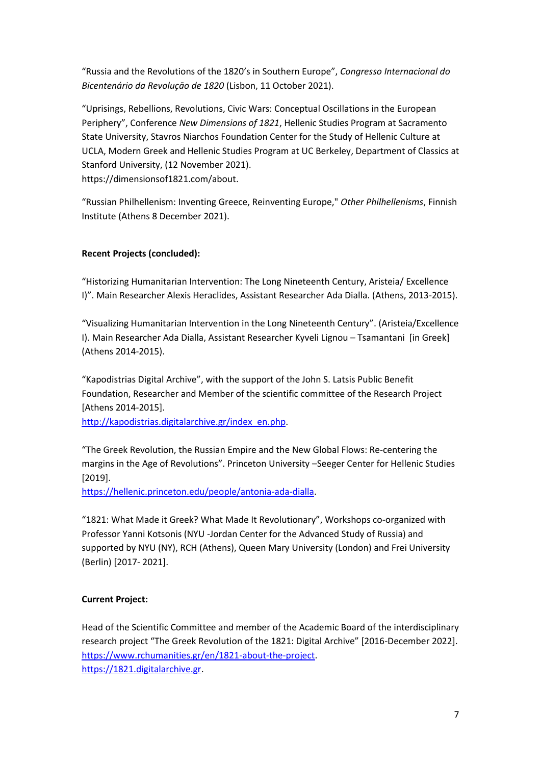"Russia and the Revolutions of the 1820's in Southern Europe", *Congresso Internacional do Bicentenário da Revolução de 1820* (Lisbon, 11 October 2021).

"Uprisings, Rebellions, Revolutions, Civic Wars: Conceptual Oscillations in the European Periphery", Conference *New Dimensions of 1821*, Hellenic Studies Program at Sacramento State University, Stavros Niarchos Foundation Center for the Study of Hellenic Culture at UCLA, Modern Greek and Hellenic Studies Program at UC Berkeley, Department of Classics at Stanford University, (12 November 2021).
https://dimensionsof1821.com/about.

"Russian Philhellenism: Inventing Greece, Reinventing Europe," *Other Philhellenisms*, Finnish Institute (Athens 8 December 2021).

**Recent Projects (concluded):**

"Historizing Humanitarian Intervention: The Long Nineteenth Century, Aristeia/ Excellence I)". Main Researcher Alexis Heraclides, Assistant Researcher Ada Dialla. (Athens, 2013-2015).

"Visualizing Humanitarian Intervention in the Long Nineteenth Century". (Aristeia/Excellence I). Main Researcher Ada Dialla, Assistant Researcher Kyveli Lignou – Tsamantani [in Greek] (Athens 2014-2015).

"Kapodistrias Digital Archive", with the support of the John S. Latsis Public Benefit Foundation, Researcher and Member of the scientific committee of the Research Project [Athens 2014-2015].
http://kapodistrias.digitalarchive.gr/index_en.php.

"The Greek Revolution, the Russian Empire and the New Global Flows: Re-centering the margins in the Age of Revolutions". Princeton University –Seeger Center for Hellenic Studies [2019].
https://hellenic.princeton.edu/people/antonia-ada-dialla.

"1821: What Made it Greek? What Made It Revolutionary", Workshops co-organized with Professor Yanni Kotsonis (NYU -Jordan Center for the Advanced Study of Russia) and supported by NYU (NY), RCH (Athens), Queen Mary University (London) and Frei University (Berlin) [2017- 2021].

**Current Project:**

Head of the Scientific Committee and member of the Academic Board of the interdisciplinary research project "The Greek Revolution of the 1821: Digital Archive" [2016-December 2022].
https://www.rchumanities.gr/en/1821-about-the-project.
https://1821.digitalarchive.gr.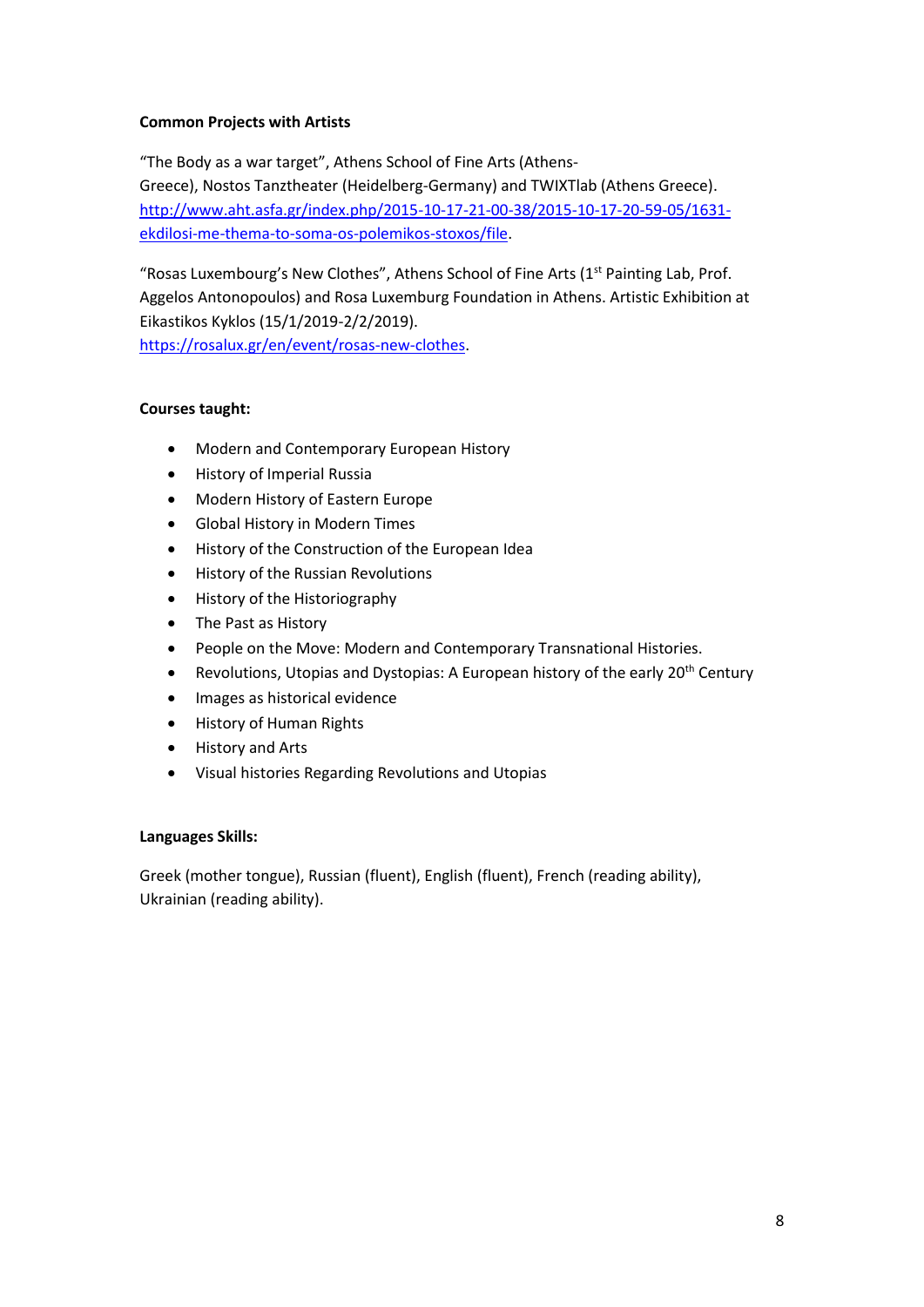**Common Projects with Artists**

“The Body as a war target”, Athens School of Fine Arts (Athens-Greece), Nostos Tanztheater (Heidelberg-Germany) and TWIXTlab (Athens Greece). http://www.aht.asfa.gr/index.php/2015-10-17-21-00-38/2015-10-17-20-59-05/1631-ekdilosi-me-thema-to-soma-os-polemikos-stoxos/file.

“Rosas Luxembourg’s New Clothes”, Athens School of Fine Arts (1st Painting Lab, Prof. Aggelos Antonopoulos) and Rosa Luxemburg Foundation in Athens. Artistic Exhibition at Eikastikos Kyklos (15/1/2019-2/2/2019). https://rosalux.gr/en/event/rosas-new-clothes.

**Courses taught:**

- Modern and Contemporary European History
- History of Imperial Russia
- Modern History of Eastern Europe
- Global History in Modern Times
- History of the Construction of the European Idea
- History of the Russian Revolutions
- History of the Historiography
- The Past as History
- People on the Move: Modern and Contemporary Transnational Histories.
- Revolutions, Utopias and Dystopias: A European history of the early 20th Century
- Images as historical evidence
- History of Human Rights
- History and Arts
- Visual histories Regarding Revolutions and Utopias

**Languages Skills:**

Greek (mother tongue), Russian (fluent), English (fluent), French (reading ability), Ukrainian (reading ability).